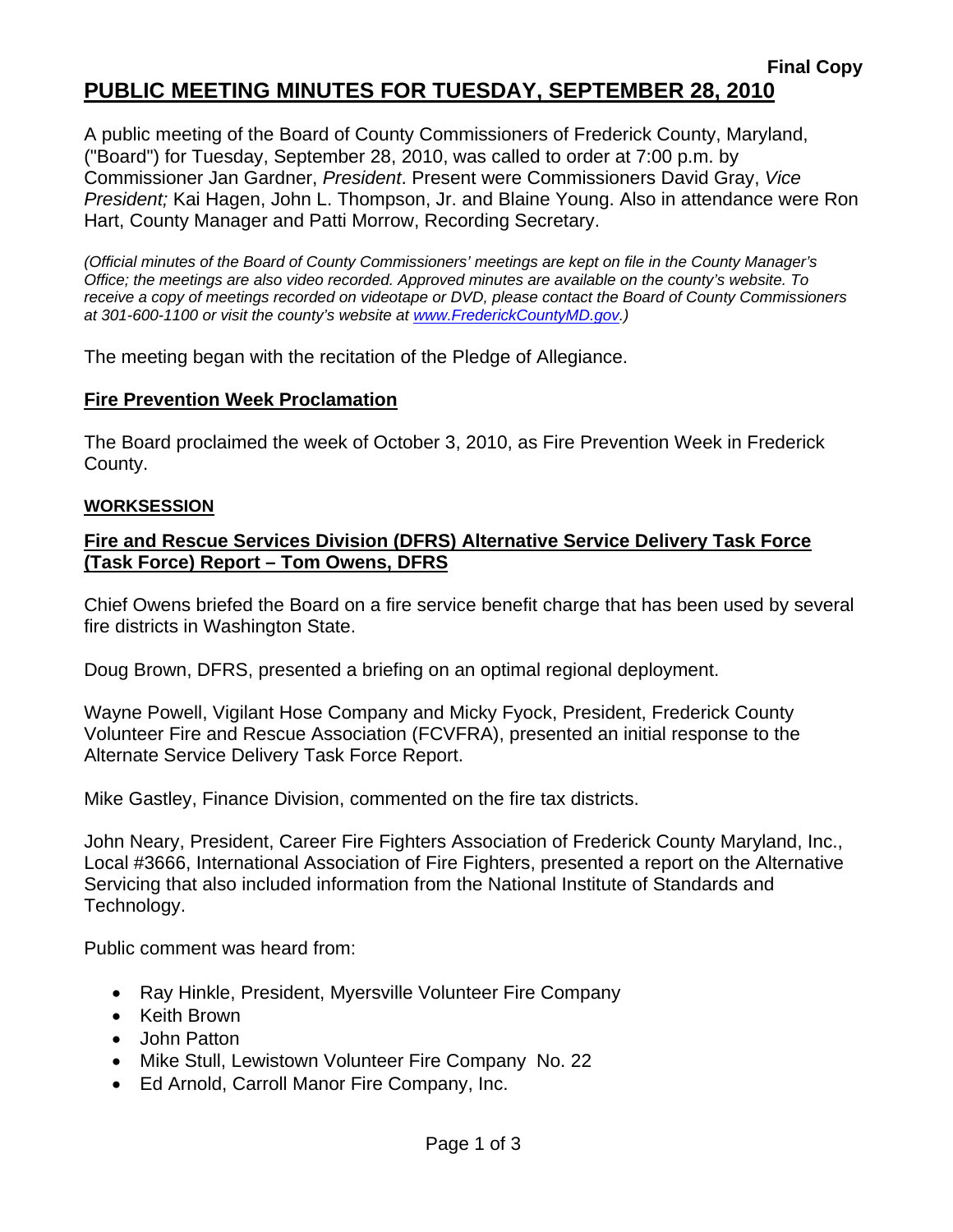**Final Copy**

# PUBLIC MEETING MINUTES FOR TUESDAY, SEPTEMBER 28, 2010

A public meeting of the Board of County Commissioners of Frederick County, Maryland, ("Board") for Tuesday, September 28, 2010, was called to order at 7:00 p.m. by Commissioner Jan Gardner, *President*. Present were Commissioners David Gray, *Vice President;* Kai Hagen, John L. Thompson, Jr. and Blaine Young. Also in attendance were Ron Hart, County Manager and Patti Morrow, Recording Secretary.

*(Official minutes of the Board of County Commissioners' meetings are kept on file in the County Manager's Office; the meetings are also video recorded. Approved minutes are available on the county's website. To receive a copy of meetings recorded on videotape or DVD, please contact the Board of County Commissioners at 301-600-1100 or visit the county's website at www.FrederickCountyMD.gov.)*

The meeting began with the recitation of the Pledge of Allegiance.

## Fire Prevention Week Proclamation

The Board proclaimed the week of October 3, 2010, as Fire Prevention Week in Frederick County.

### WORKSESSION

## Fire and Rescue Services Division (DFRS) Alternative Service Delivery Task Force (Task Force) Report – Tom Owens, DFRS

Chief Owens briefed the Board on a fire service benefit charge that has been used by several fire districts in Washington State.

Doug Brown, DFRS, presented a briefing on an optimal regional deployment.

Wayne Powell, Vigilant Hose Company and Micky Fyock, President, Frederick County Volunteer Fire and Rescue Association (FCVFRA), presented an initial response to the Alternate Service Delivery Task Force Report.

Mike Gastley, Finance Division, commented on the fire tax districts.

John Neary, President, Career Fire Fighters Association of Frederick County Maryland, Inc., Local #3666, International Association of Fire Fighters, presented a report on the Alternative Servicing that also included information from the National Institute of Standards and Technology.

Public comment was heard from:

- Ray Hinkle, President, Myersville Volunteer Fire Company
- Keith Brown
- John Patton
- Mike Stull, Lewistown Volunteer Fire Company No. 22
- Ed Arnold, Carroll Manor Fire Company, Inc.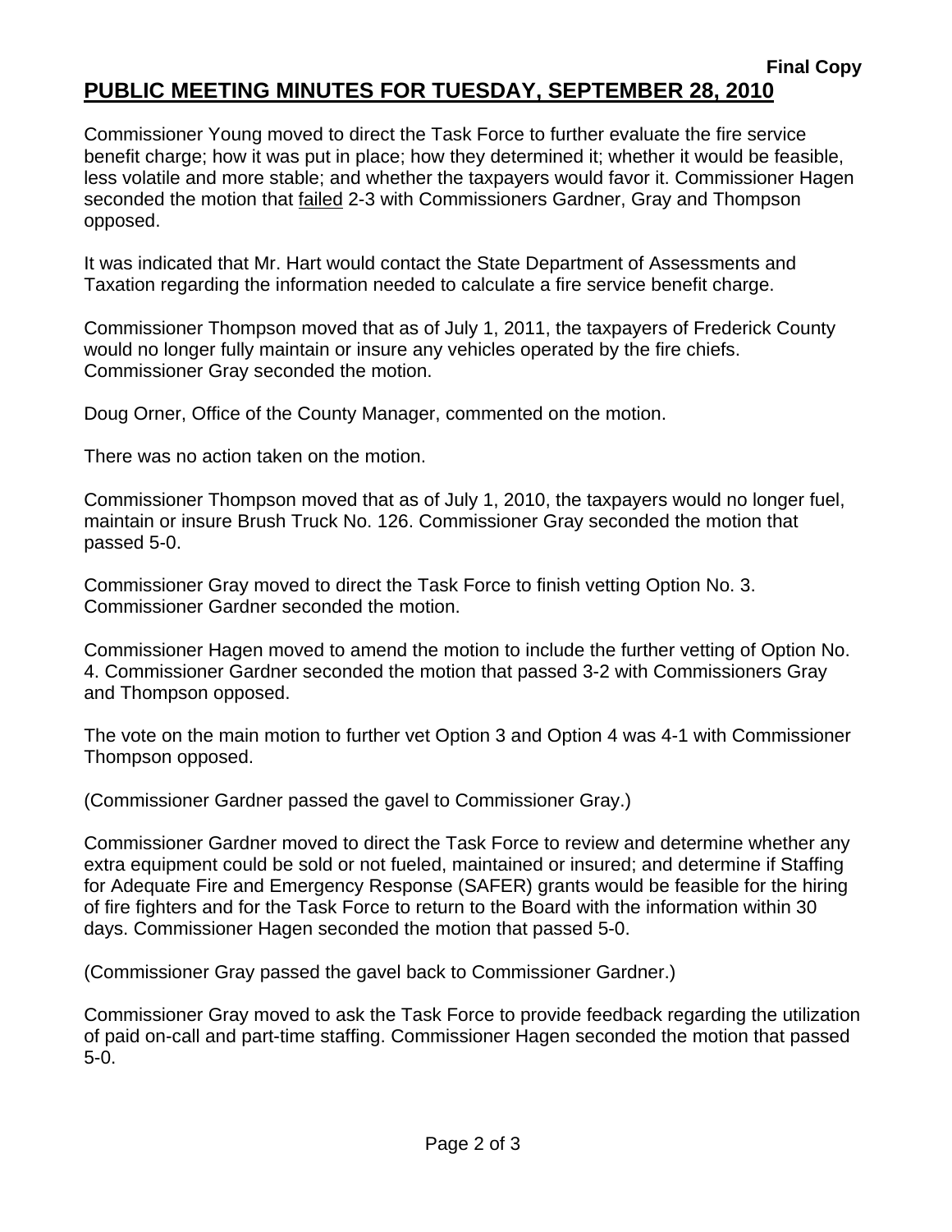**Final Copy**

# PUBLIC MEETING MINUTES FOR TUESDAY, SEPTEMBER 28, 2010

Commissioner Young moved to direct the Task Force to further evaluate the fire service benefit charge; how it was put in place; how they determined it; whether it would be feasible, less volatile and more stable; and whether the taxpayers would favor it. Commissioner Hagen seconded the motion that failed 2-3 with Commissioners Gardner, Gray and Thompson opposed.

It was indicated that Mr. Hart would contact the State Department of Assessments and Taxation regarding the information needed to calculate a fire service benefit charge.

Commissioner Thompson moved that as of July 1, 2011, the taxpayers of Frederick County would no longer fully maintain or insure any vehicles operated by the fire chiefs. Commissioner Gray seconded the motion.

Doug Orner, Office of the County Manager, commented on the motion.

There was no action taken on the motion.

Commissioner Thompson moved that as of July 1, 2010, the taxpayers would no longer fuel, maintain or insure Brush Truck No. 126. Commissioner Gray seconded the motion that passed 5-0.

Commissioner Gray moved to direct the Task Force to finish vetting Option No. 3. Commissioner Gardner seconded the motion.

Commissioner Hagen moved to amend the motion to include the further vetting of Option No. 4. Commissioner Gardner seconded the motion that passed 3-2 with Commissioners Gray and Thompson opposed.

The vote on the main motion to further vet Option 3 and Option 4 was 4-1 with Commissioner Thompson opposed.

(Commissioner Gardner passed the gavel to Commissioner Gray.)

Commissioner Gardner moved to direct the Task Force to review and determine whether any extra equipment could be sold or not fueled, maintained or insured; and determine if Staffing for Adequate Fire and Emergency Response (SAFER) grants would be feasible for the hiring of fire fighters and for the Task Force to return to the Board with the information within 30 days. Commissioner Hagen seconded the motion that passed 5-0.

(Commissioner Gray passed the gavel back to Commissioner Gardner.)

Commissioner Gray moved to ask the Task Force to provide feedback regarding the utilization of paid on-call and part-time staffing. Commissioner Hagen seconded the motion that passed 5-0.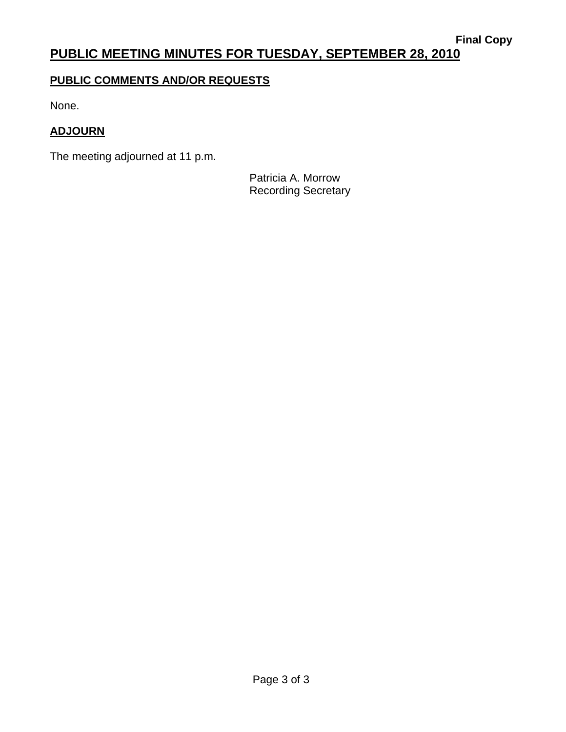**Final Copy**

# PUBLIC MEETING MINUTES FOR TUESDAY, SEPTEMBER 28, 2010

## PUBLIC COMMENTS AND/OR REQUESTS

None.

## ADJOURN

The meeting adjourned at 11 p.m.

Patricia A. Morrow
Recording Secretary